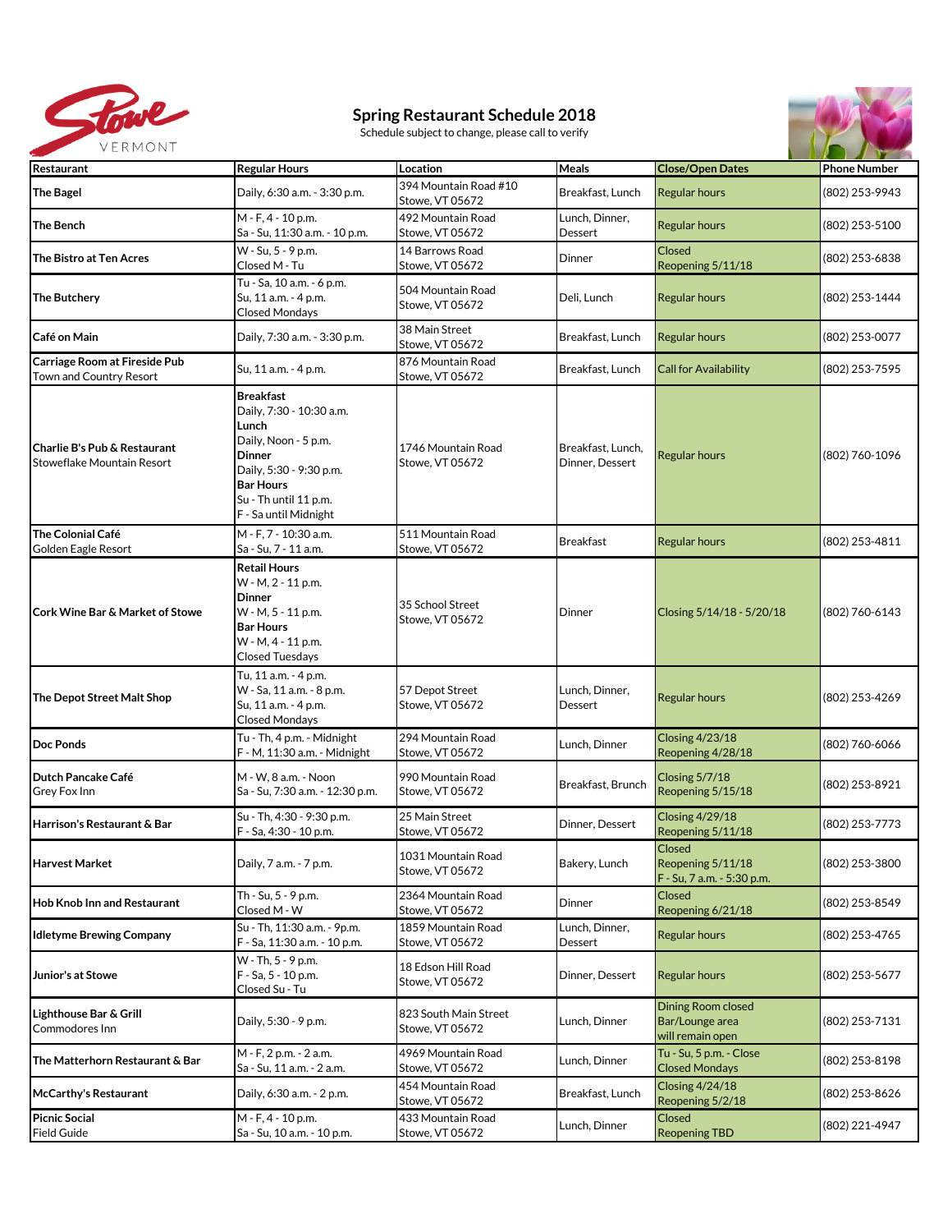# Spring Restaurant Schedule 2018

Schedule subject to change, please call to verify

| Restaurant | Regular Hours | Location | Meals | Close/Open Dates | Phone Number |
|---|---|---|---|---|---|
| **The Bagel** | Daily, 6:30 a.m. - 3:30 p.m. | 394 Mountain Road #10 Stowe, VT 05672 | Breakfast, Lunch | Regular hours | (802) 253-9943 |
| **The Bench** | M - F, 4 - 10 p.m. Sa - Su, 11:30 a.m. - 10 p.m. | 492 Mountain Road Stowe, VT 05672 | Lunch, Dinner, Dessert | Regular hours | (802) 253-5100 |
| **The Bistro at Ten Acres** | W - Su, 5 - 9 p.m. Closed M - Tu | 14 Barrows Road Stowe, VT 05672 | Dinner | Closed Reopening 5/11/18 | (802) 253-6838 |
| **The Butchery** | Tu - Sa, 10 a.m. - 6 p.m. Su, 11 a.m. - 4 p.m. Closed Mondays | 504 Mountain Road Stowe, VT 05672 | Deli, Lunch | Regular hours | (802) 253-1444 |
| **Café on Main** | Daily, 7:30 a.m. - 3:30 p.m. | 38 Main Street Stowe, VT 05672 | Breakfast, Lunch | Regular hours | (802) 253-0077 |
| **Carriage Room at Fireside Pub** Town and Country Resort | Su, 11 a.m. - 4 p.m. | 876 Mountain Road Stowe, VT 05672 | Breakfast, Lunch | Call for Availability | (802) 253-7595 |
| **Charlie B's Pub & Restaurant** Stoweflake Mountain Resort | **Breakfast** Daily, 7:30 - 10:30 a.m. **Lunch** Daily, Noon - 5 p.m. **Dinner** Daily, 5:30 - 9:30 p.m. **Bar Hours** Su - Th until 11 p.m. F - Sa until Midnight | 1746 Mountain Road Stowe, VT 05672 | Breakfast, Lunch, Dinner, Dessert | Regular hours | (802) 760-1096 |
| **The Colonial Café** Golden Eagle Resort | M - F, 7 - 10:30 a.m. Sa - Su, 7 - 11 a.m. | 511 Mountain Road Stowe, VT 05672 | Breakfast | Regular hours | (802) 253-4811 |
| **Cork Wine Bar & Market of Stowe** | **Retail Hours** W - M, 2 - 11 p.m. **Dinner** W - M, 5 - 11 p.m. **Bar Hours** W - M, 4 - 11 p.m. Closed Tuesdays | 35 School Street Stowe, VT 05672 | Dinner | Closing 5/14/18 - 5/20/18 | (802) 760-6143 |
| **The Depot Street Malt Shop** | Tu, 11 a.m. - 4 p.m. W - Sa, 11 a.m. - 8 p.m. Su, 11 a.m. - 4 p.m. Closed Mondays | 57 Depot Street Stowe, VT 05672 | Lunch, Dinner, Dessert | Regular hours | (802) 253-4269 |
| **Doc Ponds** | Tu - Th, 4 p.m. - Midnight F - M, 11:30 a.m. - Midnight | 294 Mountain Road Stowe, VT 05672 | Lunch, Dinner | Closing 4/23/18 Reopening 4/28/18 | (802) 760-6066 |
| **Dutch Pancake Café** Grey Fox Inn | M - W, 8 a.m. - Noon Sa - Su, 7:30 a.m. - 12:30 p.m. | 990 Mountain Road Stowe, VT 05672 | Breakfast, Brunch | Closing 5/7/18 Reopening 5/15/18 | (802) 253-8921 |
| **Harrison's Restaurant & Bar** | Su - Th, 4:30 - 9:30 p.m. F - Sa, 4:30 - 10 p.m. | 25 Main Street Stowe, VT 05672 | Dinner, Dessert | Closing 4/29/18 Reopening 5/11/18 | (802) 253-7773 |
| **Harvest Market** | Daily, 7 a.m. - 7 p.m. | 1031 Mountain Road Stowe, VT 05672 | Bakery, Lunch | Closed Reopening 5/11/18 F - Su, 7 a.m. - 5:30 p.m. | (802) 253-3800 |
| **Hob Knob Inn and Restaurant** | Th - Su, 5 - 9 p.m. Closed M - W | 2364 Mountain Road Stowe, VT 05672 | Dinner | Closed Reopening 6/21/18 | (802) 253-8549 |
| **Idletyme Brewing Company** | Su - Th, 11:30 a.m. - 9p.m. F - Sa, 11:30 a.m. - 10 p.m. | 1859 Mountain Road Stowe, VT 05672 | Lunch, Dinner, Dessert | Regular hours | (802) 253-4765 |
| **Junior's at Stowe** | W - Th, 5 - 9 p.m. F - Sa, 5 - 10 p.m. Closed Su - Tu | 18 Edson Hill Road Stowe, VT 05672 | Dinner, Dessert | Regular hours | (802) 253-5677 |
| **Lighthouse Bar & Grill** Commodores Inn | Daily, 5:30 - 9 p.m. | 823 South Main Street Stowe, VT 05672 | Lunch, Dinner | Dining Room closed Bar/Lounge area will remain open | (802) 253-7131 |
| **The Matterhorn Restaurant & Bar** | M - F, 2 p.m. - 2 a.m. Sa - Su, 11 a.m. - 2 a.m. | 4969 Mountain Road Stowe, VT 05672 | Lunch, Dinner | Tu - Su, 5 p.m. - Close Closed Mondays | (802) 253-8198 |
| **McCarthy's Restaurant** | Daily, 6:30 a.m. - 2 p.m. | 454 Mountain Road Stowe, VT 05672 | Breakfast, Lunch | Closing 4/24/18 Reopening 5/2/18 | (802) 253-8626 |
| **Picnic Social** Field Guide | M - F, 4 - 10 p.m. Sa - Su, 10 a.m. - 10 p.m. | 433 Mountain Road Stowe, VT 05672 | Lunch, Dinner | Closed Reopening TBD | (802) 221-4947 |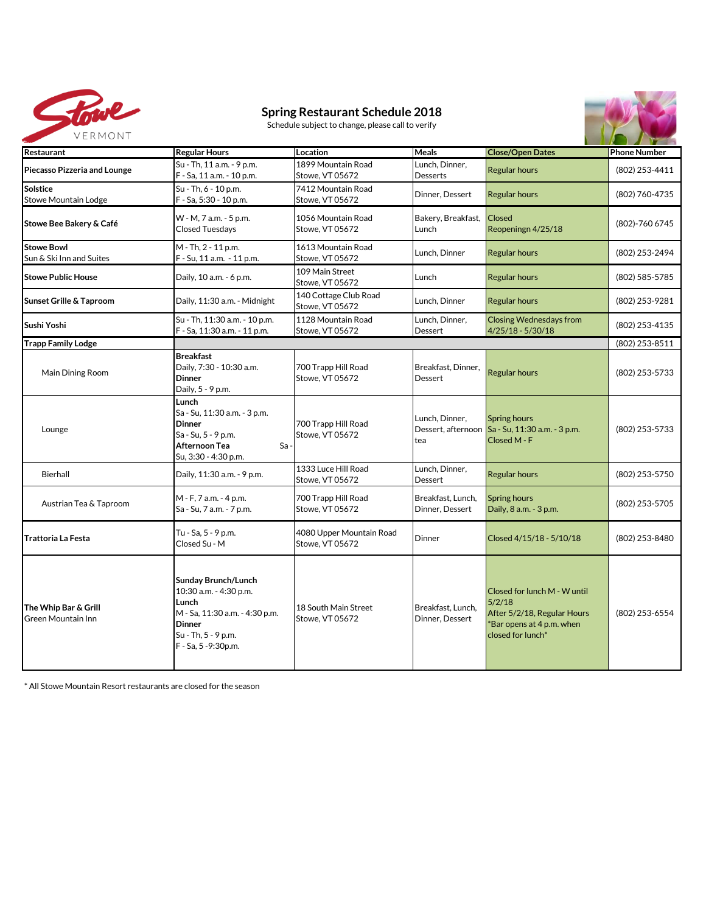Stowe VERMONT

# Spring Restaurant Schedule 2018

Schedule subject to change, please call to verify

| Restaurant | Regular Hours | Location | Meals | Close/Open Dates | Phone Number |
|---|---|---|---|---|---|
| **Piecasso Pizzeria and Lounge** | Su - Th, 11 a.m. - 9 p.m.<br>F - Sa, 11 a.m. - 10 p.m. | 1899 Mountain Road<br>Stowe, VT 05672 | Lunch, Dinner, Desserts | Regular hours | (802) 253-4411 |
| **Solstice**<br>Stowe Mountain Lodge | Su - Th, 6 - 10 p.m.<br>F - Sa, 5:30 - 10 p.m. | 7412 Mountain Road<br>Stowe, VT 05672 | Dinner, Dessert | Regular hours | (802) 760-4735 |
| **Stowe Bee Bakery & Café** | W - M, 7 a.m. - 5 p.m.<br>Closed Tuesdays | 1056 Mountain Road<br>Stowe, VT 05672 | Bakery, Breakfast, Lunch | Closed<br>Reopeningn 4/25/18 | (802)-760 6745 |
| **Stowe Bowl**<br>Sun & Ski Inn and Suites | M - Th, 2 - 11 p.m.<br>F - Su, 11 a.m. - 11 p.m. | 1613 Mountain Road<br>Stowe, VT 05672 | Lunch, Dinner | Regular hours | (802) 253-2494 |
| **Stowe Public House** | Daily, 10 a.m. - 6 p.m. | 109 Main Street<br>Stowe, VT 05672 | Lunch | Regular hours | (802) 585-5785 |
| **Sunset Grille & Taproom** | Daily, 11:30 a.m. - Midnight | 140 Cottage Club Road<br>Stowe, VT 05672 | Lunch, Dinner | Regular hours | (802) 253-9281 |
| **Sushi Yoshi** | Su - Th, 11:30 a.m. - 10 p.m.<br>F - Sa, 11:30 a.m. - 11 p.m. | 1128 Mountain Road<br>Stowe, VT 05672 | Lunch, Dinner, Dessert | Closing Wednesdays from 4/25/18 - 5/30/18 | (802) 253-4135 |
| **Trapp Family Lodge** | | | | | (802) 253-8511 |
| Main Dining Room | **Breakfast**<br>Daily, 7:30 - 10:30 a.m.<br>**Dinner**<br>Daily, 5 - 9 p.m. | 700 Trapp Hill Road<br>Stowe, VT 05672 | Breakfast, Dinner, Dessert | Regular hours | (802) 253-5733 |
| Lounge | **Lunch**<br>Sa - Su, 11:30 a.m. - 3 p.m.<br>**Dinner**<br>Sa - Su, 5 - 9 p.m.<br>**Afternoon Tea** Sa - Su, 3:30 - 4:30 p.m. | 700 Trapp Hill Road<br>Stowe, VT 05672 | Lunch, Dinner, Dessert, afternoon tea | Spring hours<br>Sa - Su, 11:30 a.m. - 3 p.m.<br>Closed M - F | (802) 253-5733 |
| Bierhall | Daily, 11:30 a.m. - 9 p.m. | 1333 Luce Hill Road<br>Stowe, VT 05672 | Lunch, Dinner, Dessert | Regular hours | (802) 253-5750 |
| Austrian Tea & Taproom | M - F, 7 a.m. - 4 p.m.<br>Sa - Su, 7 a.m. - 7 p.m. | 700 Trapp Hill Road<br>Stowe, VT 05672 | Breakfast, Lunch, Dinner, Dessert | Spring hours<br>Daily, 8 a.m. - 3 p.m. | (802) 253-5705 |
| **Trattoria La Festa** | Tu - Sa, 5 - 9 p.m.<br>Closed Su - M | 4080 Upper Mountain Road<br>Stowe, VT 05672 | Dinner | Closed 4/15/18 - 5/10/18 | (802) 253-8480 |
| **The Whip Bar & Grill**<br>Green Mountain Inn | **Sunday Brunch/Lunch**<br>10:30 a.m. - 4:30 p.m.<br>**Lunch**<br>M - Sa, 11:30 a.m. - 4:30 p.m.<br>**Dinner**<br>Su - Th, 5 - 9 p.m.<br>F - Sa, 5 -9:30p.m. | 18 South Main Street<br>Stowe, VT 05672 | Breakfast, Lunch, Dinner, Dessert | Closed for lunch M - W until 5/2/18<br>After 5/2/18, Regular Hours<br>*Bar opens at 4 p.m. when closed for lunch* | (802) 253-6554 |

\* All Stowe Mountain Resort restaurants are closed for the season